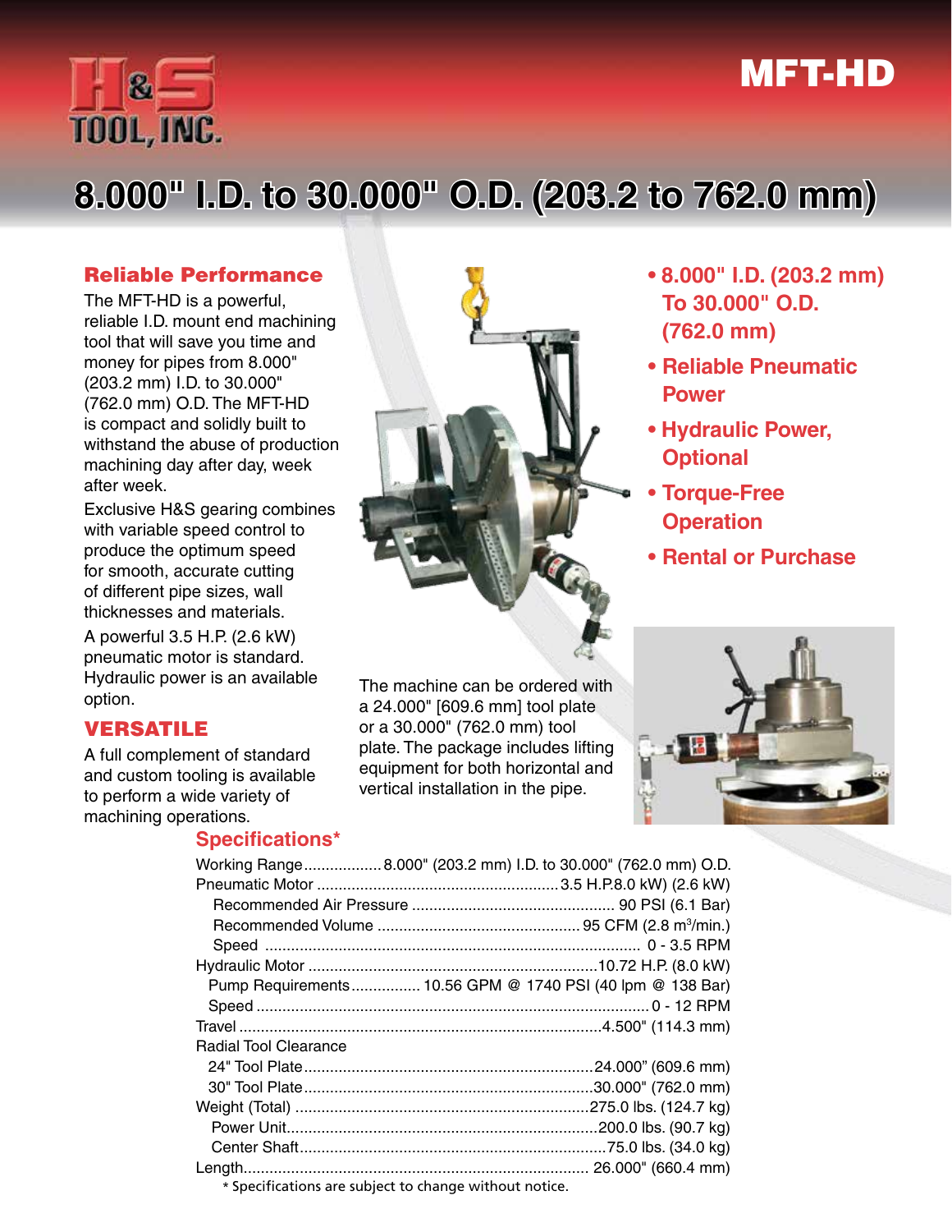# MFT-HD

H&S TOOL, INC.

## 8.000" I.D. to 30.000" O.D. (203.2 to 762.0 mm)

### Reliable Performance

The MFT-HD is a powerful, reliable I.D. mount end machining tool that will save you time and money for pipes from 8.000" (203.2 mm) I.D. to 30.000" (762.0 mm) O.D. The MFT-HD is compact and solidly built to withstand the abuse of production machining day after day, week after week.

Exclusive H&S gearing combines with variable speed control to produce the optimum speed for smooth, accurate cutting of different pipe sizes, wall thicknesses and materials.

A powerful 3.5 H.P. (2.6 kW) pneumatic motor is standard. Hydraulic power is an available option.

### VERSATILE

A full complement of standard and custom tooling is available to perform a wide variety of machining operations.

The machine can be ordered with a 24.000" [609.6 mm] tool plate or a 30.000" (762.0 mm) tool plate. The package includes lifting equipment for both horizontal and vertical installation in the pipe.

- **8.000" I.D. (203.2 mm) To 30.000" O.D. (762.0 mm)**
- **Reliable Pneumatic Power**
- **Hydraulic Power, Optional**
- **Torque-Free Operation**
- **Rental or Purchase**

### Specifications*

| Specification | Value |
|---|---|
| Working Range | 8.000" (203.2 mm) I.D. to 30.000" (762.0 mm) O.D. |
| Pneumatic Motor | 3.5 H.P.8.0 kW) (2.6 kW) |
| Recommended Air Pressure | 90 PSI (6.1 Bar) |
| Recommended Volume | 95 CFM (2.8 $m^3$/min.) |
| Speed | 0 - 3.5 RPM |
| Hydraulic Motor | 10.72 H.P. (8.0 kW) |
| Pump Requirements | 10.56 GPM @ 1740 PSI (40 lpm @ 138 Bar) |
| Speed | 0 - 12 RPM |
| Travel | 4.500" (114.3 mm) |
| Radial Tool Clearance | |
| 24" Tool Plate | 24.000" (609.6 mm) |
| 30" Tool Plate | 30.000" (762.0 mm) |
| Weight (Total) | 275.0 lbs. (124.7 kg) |
| Power Unit | 200.0 lbs. (90.7 kg) |
| Center Shaft | 75.0 lbs. (34.0 kg) |
| Length | 26.000" (660.4 mm) |

* Specifications are subject to change without notice.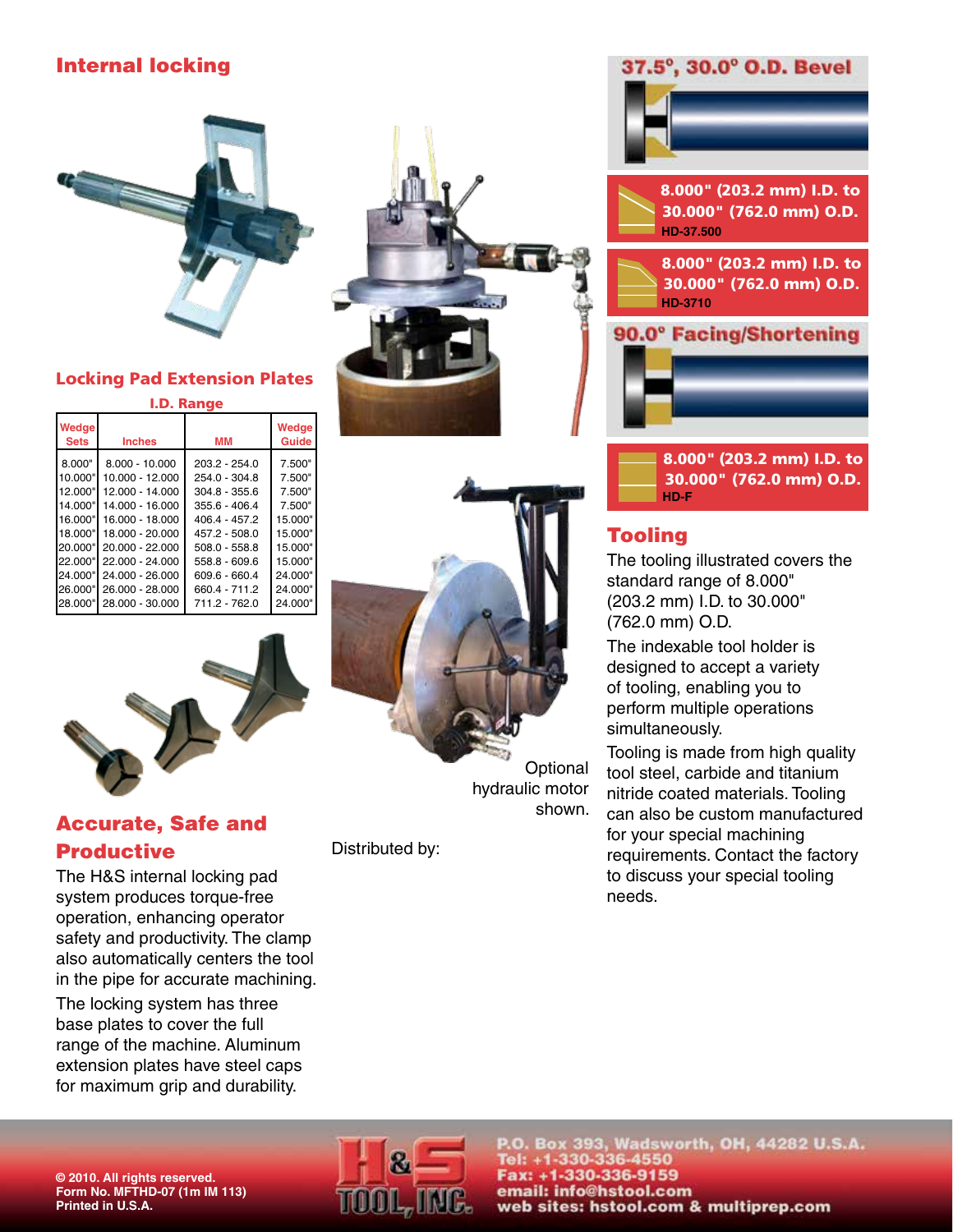## Internal locking

### Locking Pad Extension Plates

| Wedge Sets | I.D. Range Inches | MM | Wedge Guide |
|---|---|---|---|
| 8.000" | 8.000 - 10.000 | 203.2 - 254.0 | 7.500" |
| 10.000" | 10.000 - 12.000 | 254.0 - 304.8 | 7.500" |
| 12.000" | 12.000 - 14.000 | 304.8 - 355.6 | 7.500" |
| 14.000" | 14.000 - 16.000 | 355.6 - 406.4 | 7.500" |
| 16.000" | 16.000 - 18.000 | 406.4 - 457.2 | 15.000" |
| 18.000" | 18.000 - 20.000 | 457.2 - 508.0 | 15.000" |
| 20.000" | 20.000 - 22.000 | 508.0 - 558.8 | 15.000" |
| 22.000" | 22.000 - 24.000 | 558.8 - 609.6 | 15.000" |
| 24.000" | 24.000 - 26.000 | 609.6 - 660.4 | 24.000" |
| 26.000" | 26.000 - 28.000 | 660.4 - 711.2 | 24.000" |
| 28.000" | 28.000 - 30.000 | 711.2 - 762.0 | 24.000" |

## Accurate, Safe and Productive

The H&S internal locking pad system produces torque-free operation, enhancing operator safety and productivity. The clamp also automatically centers the tool in the pipe for accurate machining.

The locking system has three base plates to cover the full range of the machine. Aluminum extension plates have steel caps for maximum grip and durability.

Optional hydraulic motor shown.

Distributed by:

## 37.5°, 30.0° O.D. Bevel

**8.000" (203.2 mm) I.D. to 30.000" (762.0 mm) O.D.**
**HD-37.500**

**8.000" (203.2 mm) I.D. to 30.000" (762.0 mm) O.D.**
**HD-3710**

## 90.0° Facing/Shortening

**8.000" (203.2 mm) I.D. to 30.000" (762.0 mm) O.D.**
**HD-F**

## Tooling

The tooling illustrated covers the standard range of 8.000" (203.2 mm) I.D. to 30.000" (762.0 mm) O.D.

The indexable tool holder is designed to accept a variety of tooling, enabling you to perform multiple operations simultaneously.

Tooling is made from high quality tool steel, carbide and titanium nitride coated materials. Tooling can also be custom manufactured for your special machining requirements. Contact the factory to discuss your special tooling needs.

**© 2010. All rights reserved.**
**Form No. MFTHD-07 (1m IM 113)**
**Printed in U.S.A.**

**H&S TOOL, INC.**

**P.O. Box 393, Wadsworth, OH, 44282 U.S.A.**
**Tel: +1-330-336-4550**
**Fax: +1-330-336-9159**
**email: info@hstool.com**
**web sites: hstool.com & multiprep.com**